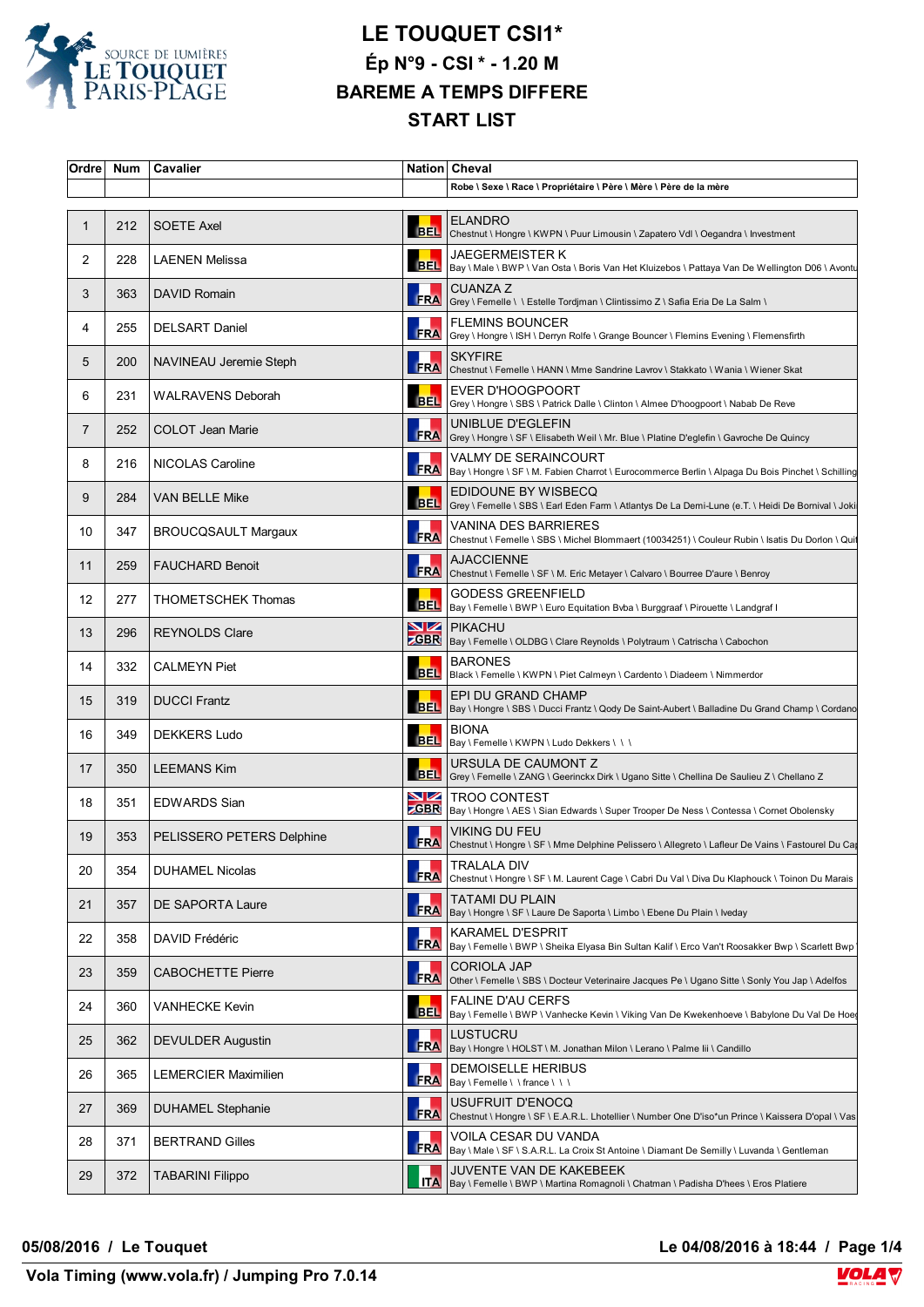# LE TOUQUET CSI1*

## Ép N°9 - CSI * - 1.20 M

## BAREME A TEMPS DIFFERE

## START LIST

| Ordre | Num | Cavalier | Nation | Cheval |
|---|---|---|---|---|
| | | | | Robe \ Sexe \ Race \ Propriétaire \ Père \ Mère \ Père de la mère |
| 1 | 212 | SOETE Axel | BEL | ELANDRO<br>Chestnut \ Hongre \ KWPN \ Puur Limousin \ Zapatero Vdl \ Oegandra \ Investment |
| 2 | 228 | LAENEN Melissa | BEL | JAEGERMEISTER K<br>Bay \ Male \ BWP \ Van Osta \ Boris Van Het Kluizebos \ Pattaya Van De Wellington D06 \ Avontu |
| 3 | 363 | DAVID Romain | FRA | CUANZA Z<br>Grey \ Femelle \ \ Estelle Tordjman \ Clintissimo Z \ Safia Eria De La Salm \ |
| 4 | 255 | DELSART Daniel | FRA | FLEMINS BOUNCER<br>Grey \ Hongre \ ISH \ Derryn Rolfe \ Grange Bouncer \ Flemins Evening \ Flemensfirth |
| 5 | 200 | NAVINEAU Jeremie Steph | FRA | SKYFIRE<br>Chestnut \ Femelle \ HANN \ Mme Sandrine Lavrov \ Stakkato \ Wania \ Wiener Skat |
| 6 | 231 | WALRAVENS Deborah | BEL | EVER D'HOOGPOORT<br>Grey \ Hongre \ SBS \ Patrick Dalle \ Clinton \ Almee D'hoogpoort \ Nabab De Reve |
| 7 | 252 | COLOT Jean Marie | FRA | UNIBLUE D'EGLEFIN<br>Grey \ Hongre \ SF \ Elisabeth Weil \ Mr. Blue \ Platine D'eglefin \ Gavroche De Quincy |
| 8 | 216 | NICOLAS Caroline | FRA | VALMY DE SERAINCOURT<br>Bay \ Hongre \ SF \ M. Fabien Charrot \ Eurocommerce Berlin \ Alpaga Du Bois Pinchet \ Schilling |
| 9 | 284 | VAN BELLE Mike | BEL | EDIDOUNE BY WISBECQ<br>Grey \ Femelle \ SBS \ Earl Eden Farm \ Atlantys De La Demi-Lune (e.T. \ Heidi De Bornival \ Joki |
| 10 | 347 | BROUCQSAULT Margaux | FRA | VANINA DES BARRIERES<br>Chestnut \ Femelle \ SBS \ Michel Blommaert (10034251) \ Couleur Rubin \ Isatis Du Dorlon \ Quit |
| 11 | 259 | FAUCHARD Benoit | FRA | AJACCIENNE<br>Chestnut \ Femelle \ SF \ M. Eric Metayer \ Calvaro \ Bourree D'aure \ Benroy |
| 12 | 277 | THOMETSCHEK Thomas | BEL | GODESS GREENFIELD<br>Bay \ Femelle \ BWP \ Euro Equitation Bvba \ Burggraaf \ Pirouette \ Landgraf I |
| 13 | 296 | REYNOLDS Clare | GBR | PIKACHU<br>Bay \ Femelle \ OLDBG \ Clare Reynolds \ Polytraum \ Catrischa \ Cabochon |
| 14 | 332 | CALMEYN Piet | BEL | BARONES<br>Black \ Femelle \ KWPN \ Piet Calmeyn \ Cardento \ Diadeem \ Nimmerdor |
| 15 | 319 | DUCCI Frantz | BEL | EPI DU GRAND CHAMP<br>Bay \ Hongre \ SBS \ Ducci Frantz \ Qody De Saint-Aubert \ Balladine Du Grand Champ \ Cordano |
| 16 | 349 | DEKKERS Ludo | BEL | BIONA<br>Bay \ Femelle \ KWPN \ Ludo Dekkers \ \ \ |
| 17 | 350 | LEEMANS Kim | BEL | URSULA DE CAUMONT Z<br>Grey \ Femelle \ ZANG \ Geerinckx Dirk \ Ugano Sitte \ Chellina De Saulieu Z \ Chellano Z |
| 18 | 351 | EDWARDS Sian | GBR | TROO CONTEST<br>Bay \ Hongre \ AES \ Sian Edwards \ Super Trooper De Ness \ Contessa \ Cornet Obolensky |
| 19 | 353 | PELISSERO PETERS Delphine | FRA | VIKING DU FEU<br>Chestnut \ Hongre \ SF \ Mme Delphine Pelissero \ Allegreto \ Lafleur De Vains \ Fastourel Du Cap |
| 20 | 354 | DUHAMEL Nicolas | FRA | TRALALA DIV<br>Chestnut \ Hongre \ SF \ M. Laurent Cage \ Cabri Du Val \ Diva Du Klaphouck \ Toinon Du Marais |
| 21 | 357 | DE SAPORTA Laure | FRA | TATAMI DU PLAIN<br>Bay \ Hongre \ SF \ Laure De Saporta \ Limbo \ Ebene Du Plain \ Iveday |
| 22 | 358 | DAVID Frédéric | FRA | KARAMEL D'ESPRIT<br>Bay \ Femelle \ BWP \ Sheika Elyasa Bin Sultan Kalif \ Erco Van't Roosakker Bwp \ Scarlett Bwp |
| 23 | 359 | CABOCHETTE Pierre | FRA | CORIOLA JAP<br>Other \ Femelle \ SBS \ Docteur Veterinaire Jacques Pe \ Ugano Sitte \ Sonly You Jap \ Adelfos |
| 24 | 360 | VANHECKE Kevin | BEL | FALINE D'AU CERFS<br>Bay \ Femelle \ BWP \ Vanhecke Kevin \ Viking Van De Kwekenhoeve \ Babylone Du Val De Hoeg |
| 25 | 362 | DEVULDER Augustin | FRA | LUSTUCRU<br>Bay \ Hongre \ HOLST \ M. Jonathan Milon \ Lerano \ Palme Iii \ Candillo |
| 26 | 365 | LEMERCIER Maximilien | FRA | DEMOISELLE HERIBUS<br>Bay \ Femelle \ \ france \ \ \ |
| 27 | 369 | DUHAMEL Stephanie | FRA | USUFRUIT D'ENOCQ<br>Chestnut \ Hongre \ SF \ E.A.R.L. Lhotellier \ Number One D'iso*un Prince \ Kaissera D'opal \ Vas |
| 28 | 371 | BERTRAND Gilles | FRA | VOILA CESAR DU VANDA<br>Bay \ Male \ SF \ S.A.R.L. La Croix St Antoine \ Diamant De Semilly \ Luvanda \ Gentleman |
| 29 | 372 | TABARINI Filippo | ITA | JUVENTE VAN DE KAKEBEEK<br>Bay \ Femelle \ BWP \ Martina Romagnoli \ Chatman \ Padisha D'hees \ Eros Platiere |

05/08/2016 / Le Touquet — Le 04/08/2016 à 18:44

Vola Timing (www.vola.fr) / Jumping Pro 7.0.14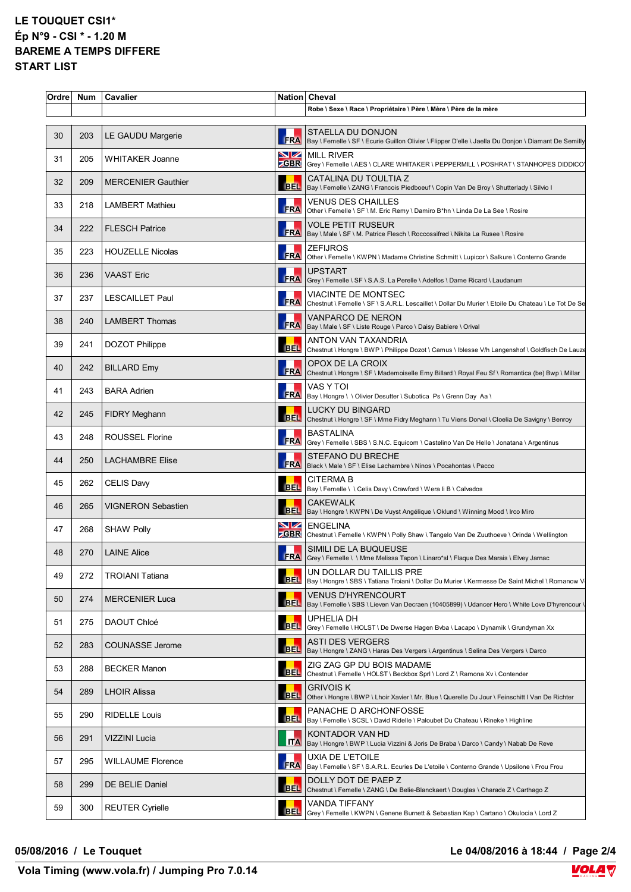# LE TOUQUET CSI1*

## Ép N°9 - CSI * - 1.20 M

## BAREME A TEMPS DIFFERE

## START LIST

| Ordre | Num | Cavalier | Nation | Cheval |
|---|---|---|---|---|
| | | | | Robe \ Sexe \ Race \ Propriétaire \ Père \ Mère \ Père de la mère |
| 30 | 203 | LE GAUDU Margerie | FRA | STAELLA DU DONJON<br>Bay \ Femelle \ SF \ Ecurie Guillon Olivier \ Flipper D'elle \ Jaella Du Donjon \ Diamant De Semilly |
| 31 | 205 | WHITAKER Joanne | GBR | MILL RIVER<br>Grey \ Femelle \ AES \ CLARE WHITAKER \ PEPPERMILL \ POSHRAT \ STANHOPES DIDDICO |
| 32 | 209 | MERCENIER Gauthier | BEL | CATALINA DU TOULTIA Z<br>Bay \ Femelle \ ZANG \ Francois Piedboeuf \ Copin Van De Broy \ Shutterlady \ Silvio I |
| 33 | 218 | LAMBERT Mathieu | FRA | VENUS DES CHAILLES<br>Other \ Femelle \ SF \ M. Eric Remy \ Damiro B*hn \ Linda De La See \ Rosire |
| 34 | 222 | FLESCH Patrice | FRA | VOLE PETIT RUSEUR<br>Bay \ Male \ SF \ M. Patrice Flesch \ Roccossifred \ Nikita La Rusee \ Rosire |
| 35 | 223 | HOUZELLE Nicolas | FRA | ZEFIJROS<br>Other \ Femelle \ KWPN \ Madame Christine Schmitt \ Lupicor \ Salkure \ Conterno Grande |
| 36 | 236 | VAAST Eric | FRA | UPSTART<br>Grey \ Femelle \ SF \ S.A.S. La Perelle \ Adelfos \ Dame Ricard \ Laudanum |
| 37 | 237 | LESCAILLET Paul | FRA | VIACINTE DE MONTSEC<br>Chestnut \ Femelle \ SF \ S.A.R.L. Lescaillet \ Dollar Du Murier \ Etoile Du Chateau \ Le Tot De Se |
| 38 | 240 | LAMBERT Thomas | FRA | VANPARCO DE NERON<br>Bay \ Male \ SF \ Liste Rouge \ Parco \ Daisy Babiere \ Orival |
| 39 | 241 | DOZOT Philippe | BEL | ANTON VAN TAXANDRIA<br>Chestnut \ Hongre \ BWP \ Philippe Dozot \ Camus \ Iblesse V/h Langenshof \ Goldfisch De Lauze |
| 40 | 242 | BILLARD Emy | FRA | OPOX DE LA CROIX<br>Chestnut \ Hongre \ SF \ Mademoiselle Emy Billard \ Royal Feu Sf \ Romantica (be) Bwp \ Millar |
| 41 | 243 | BARA Adrien | FRA | VAS Y TOI<br>Bay \ Hongre \ \ Olivier Desutter \ Subotica Ps \ Grenn Day Aa \ |
| 42 | 245 | FIDRY Meghann | BEL | LUCKY DU BINGARD<br>Chestnut \ Hongre \ SF \ Mme Fidry Meghann \ Tu Viens Dorval \ Cloelia De Savigny \ Benroy |
| 43 | 248 | ROUSSEL Florine | FRA | BASTALINA<br>Grey \ Femelle \ SBS \ S.N.C. Equicom \ Castelino Van De Helle \ Jonatana \ Argentinus |
| 44 | 250 | LACHAMBRE Elise | FRA | STEFANO DU BRECHE<br>Black \ Male \ SF \ Elise Lachambre \ Ninos \ Pocahontas \ Pacco |
| 45 | 262 | CELIS Davy | BEL | CITERMA B<br>Bay \ Femelle \ \ Celis Davy \ Crawford \ Wera Ii B \ Calvados |
| 46 | 265 | VIGNERON Sebastien | BEL | CAKEWALK<br>Bay \ Hongre \ KWPN \ De Vuyst Angélique \ Oklund \ Winning Mood \ Irco Miro |
| 47 | 268 | SHAW Polly | GBR | ENGELINA<br>Chestnut \ Femelle \ KWPN \ Polly Shaw \ Tangelo Van De Zuuthoeve \ Orinda \ Wellington |
| 48 | 270 | LAINE Alice | FRA | SIMILI DE LA BUQUEUSE<br>Grey \ Femelle \ \ Mme Melissa Tapon \ Linaro*sl \ Flaque Des Marais \ Elvey Jarnac |
| 49 | 272 | TROIANI Tatiana | BEL | UN DOLLAR DU TAILLIS PRE<br>Bay \ Hongre \ SBS \ Tatiana Troiani \ Dollar Du Murier \ Kermesse De Saint Michel \ Romanow V |
| 50 | 274 | MERCENIER Luca | BEL | VENUS D'HYRENCOURT<br>Bay \ Femelle \ SBS \ Lieven Van Decraen (10405899) \ Udancer Hero \ White Love D'hyrencour \ |
| 51 | 275 | DAOUT Chloé | BEL | UPHELIA DH<br>Grey \ Femelle \ HOLST \ De Dwerse Hagen Bvba \ Lacapo \ Dynamik \ Grundyman Xx |
| 52 | 283 | COUNASSE Jerome | BEL | ASTI DES VERGERS<br>Bay \ Hongre \ ZANG \ Haras Des Vergers \ Argentinus \ Selina Des Vergers \ Darco |
| 53 | 288 | BECKER Manon | BEL | ZIG ZAG GP DU BOIS MADAME<br>Chestnut \ Femelle \ HOLST \ Beckbox Sprl \ Lord Z \ Ramona Xv \ Contender |
| 54 | 289 | LHOIR Alissa | BEL | GRIVOIS K<br>Other \ Hongre \ BWP \ Lhoir Xavier \ Mr. Blue \ Querelle Du Jour \ Feinschitt I Van De Richter |
| 55 | 290 | RIDELLE Louis | BEL | PANACHE D ARCHONFOSSE<br>Bay \ Femelle \ SCSL \ David Ridelle \ Paloubet Du Chateau \ Rineke \ Highline |
| 56 | 291 | VIZZINI Lucia | ITA | KONTADOR VAN HD<br>Bay \ Hongre \ BWP \ Lucia Vizzini & Joris De Braba \ Darco \ Candy \ Nabab De Reve |
| 57 | 295 | WILLAUME Florence | FRA | UXIA DE L'ETOILE<br>Bay \ Femelle \ SF \ S.A.R.L. Ecuries De L'etoile \ Conterno Grande \ Upsilone \ Frou Frou |
| 58 | 299 | DE BELIE Daniel | BEL | DOLLY DOT DE PAEP Z<br>Chestnut \ Femelle \ ZANG \ De Belie-Blanckaert \ Douglas \ Charade Z \ Carthago Z |
| 59 | 300 | REUTER Cyrielle | BEL | VANDA TIFFANY<br>Grey \ Femelle \ KWPN \ Genene Burnett & Sebastian Kap \ Cartano \ Okulocia \ Lord Z |

05/08/2016 / Le Touquet — Le 04/08/2016 à 18:44

Vola Timing (www.vola.fr) / Jumping Pro 7.0.14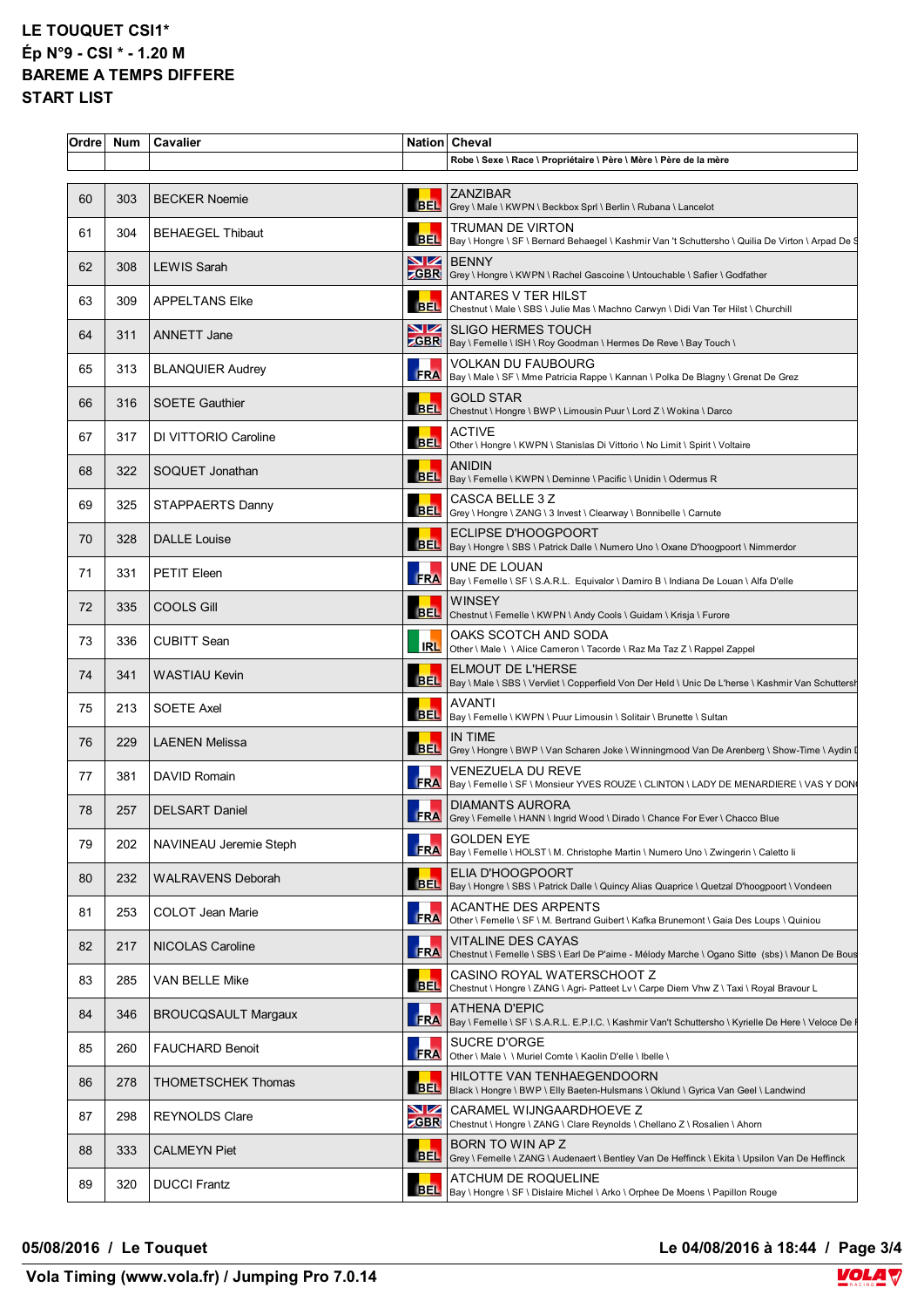**LE TOUQUET CSI1***
**Ép N°9 - CSI * - 1.20 M**
**BAREME A TEMPS DIFFERE**
**START LIST**

| Ordre | Num | Cavalier | Nation | Cheval<br>Robe \ Sexe \ Race \ Propriétaire \ Père \ Mère \ Père de la mère |
|---|---|---|---|---|
| 60 | 303 | BECKER Noemie | BEL | ZANZIBAR<br>Grey \ Male \ KWPN \ Beckbox Sprl \ Berlin \ Rubana \ Lancelot |
| 61 | 304 | BEHAEGEL Thibaut | BEL | TRUMAN DE VIRTON<br>Bay \ Hongre \ SF \ Bernard Behaegel \ Kashmir Van 't Schuttersho \ Quilia De Virton \ Arpad De S |
| 62 | 308 | LEWIS Sarah | GBR | BENNY<br>Grey \ Hongre \ KWPN \ Rachel Gascoine \ Untouchable \ Safier \ Godfather |
| 63 | 309 | APPELTANS Elke | BEL | ANTARES V TER HILST<br>Chestnut \ Male \ SBS \ Julie Mas \ Machno Carwyn \ Didi Van Ter Hilst \ Churchill |
| 64 | 311 | ANNETT Jane | GBR | SLIGO HERMES TOUCH<br>Bay \ Femelle \ ISH \ Roy Goodman \ Hermes De Reve \ Bay Touch \ |
| 65 | 313 | BLANQUIER Audrey | FRA | VOLKAN DU FAUBOURG<br>Bay \ Male \ SF \ Mme Patricia Rappe \ Kannan \ Polka De Blagny \ Grenat De Grez |
| 66 | 316 | SOETE Gauthier | BEL | GOLD STAR<br>Chestnut \ Hongre \ BWP \ Limousin Puur \ Lord Z \ Wokina \ Darco |
| 67 | 317 | DI VITTORIO Caroline | BEL | ACTIVE<br>Other \ Hongre \ KWPN \ Stanislas Di Vittorio \ No Limit \ Spirit \ Voltaire |
| 68 | 322 | SOQUET Jonathan | BEL | ANIDIN<br>Bay \ Femelle \ KWPN \ Deminne \ Pacific \ Unidin \ Odermus R |
| 69 | 325 | STAPPAERTS Danny | BEL | CASCA BELLE 3 Z<br>Grey \ Hongre \ ZANG \ 3 Invest \ Clearway \ Bonnibelle \ Carnute |
| 70 | 328 | DALLE Louise | BEL | ECLIPSE D'HOOGPOORT<br>Bay \ Hongre \ SBS \ Patrick Dalle \ Numero Uno \ Oxane D'hoogpoort \ Nimmerdor |
| 71 | 331 | PETIT Eleen | FRA | UNE DE LOUAN<br>Bay \ Femelle \ SF \ S.A.R.L. Equivalor \ Damiro B \ Indiana De Louan \ Alfa D'elle |
| 72 | 335 | COOLS Gill | BEL | WINSEY<br>Chestnut \ Femelle \ KWPN \ Andy Cools \ Guidam \ Krisja \ Furore |
| 73 | 336 | CUBITT Sean | IRL | OAKS SCOTCH AND SODA<br>Other \ Male \ \ Alice Cameron \ Tacorde \ Raz Ma Taz Z \ Rappel Zappel |
| 74 | 341 | WASTIAU Kevin | BEL | ELMOUT DE L'HERSE<br>Bay \ Male \ SBS \ Vervliet \ Copperfield Von Der Held \ Unic De L'herse \ Kashmir Van Schuttersh |
| 75 | 213 | SOETE Axel | BEL | AVANTI<br>Bay \ Femelle \ KWPN \ Puur Limousin \ Solitair \ Brunette \ Sultan |
| 76 | 229 | LAENEN Melissa | BEL | IN TIME<br>Grey \ Hongre \ BWP \ Van Scharen Joke \ Winningmood Van De Arenberg \ Show-Time \ Aydin D |
| 77 | 381 | DAVID Romain | FRA | VENEZUELA DU REVE<br>Bay \ Femelle \ SF \ Monsieur YVES ROUZE \ CLINTON \ LADY DE MENARDIERE \ VAS Y DON |
| 78 | 257 | DELSART Daniel | FRA | DIAMANTS AURORA<br>Grey \ Femelle \ HANN \ Ingrid Wood \ Dirado \ Chance For Ever \ Chacco Blue |
| 79 | 202 | NAVINEAU Jeremie Steph | FRA | GOLDEN EYE<br>Bay \ Femelle \ HOLST \ M. Christophe Martin \ Numero Uno \ Zwingerin \ Caletto Ii |
| 80 | 232 | WALRAVENS Deborah | BEL | ELIA D'HOOGPOORT<br>Bay \ Hongre \ SBS \ Patrick Dalle \ Quincy Alias Quaprice \ Quetzal D'hoogpoort \ Vondeen |
| 81 | 253 | COLOT Jean Marie | FRA | ACANTHE DES ARPENTS<br>Other \ Femelle \ SF \ M. Bertrand Guibert \ Kafka Brunemont \ Gaia Des Loups \ Quiniou |
| 82 | 217 | NICOLAS Caroline | FRA | VITALINE DES CAYAS<br>Chestnut \ Femelle \ SBS \ Earl De P'aime - Mélody Marche \ Ogano Sitte (sbs) \ Manon De Bous |
| 83 | 285 | VAN BELLE Mike | BEL | CASINO ROYAL WATERSCHOOT Z<br>Chestnut \ Hongre \ ZANG \ Agri- Patteet Lv \ Carpe Diem Vhw Z \ Taxi \ Royal Bravour L |
| 84 | 346 | BROUCQSAULT Margaux | FRA | ATHENA D'EPIC<br>Bay \ Femelle \ SF \ S.A.R.L. E.P.I.C. \ Kashmir Van't Schuttersho \ Kyrielle De Here \ Veloce De F |
| 85 | 260 | FAUCHARD Benoit | FRA | SUCRE D'ORGE<br>Other \ Male \ \ Muriel Comte \ Kaolin D'elle \ Ibelle \ |
| 86 | 278 | THOMETSCHEK Thomas | BEL | HILOTTE VAN TENHAEGENDOORN<br>Black \ Hongre \ BWP \ Elly Baeten-Hulsmans \ Oklund \ Gyrica Van Geel \ Landwind |
| 87 | 298 | REYNOLDS Clare | GBR | CARAMEL WIJNGAARDHOEVE Z<br>Chestnut \ Hongre \ ZANG \ Clare Reynolds \ Chellano Z \ Rosalien \ Ahorn |
| 88 | 333 | CALMEYN Piet | BEL | BORN TO WIN AP Z<br>Grey \ Femelle \ ZANG \ Audenaert \ Bentley Van De Heffinck \ Ekita \ Upsilon Van De Heffinck |
| 89 | 320 | DUCCI Frantz | BEL | ATCHUM DE ROQUELINE<br>Bay \ Hongre \ SF \ Dislaire Michel \ Arko \ Orphee De Moens \ Papillon Rouge |

**05/08/2016 / Le Touquet** — **Le 04/08/2016 à 18:44**

**Vola Timing (www.vola.fr) / Jumping Pro 7.0.14**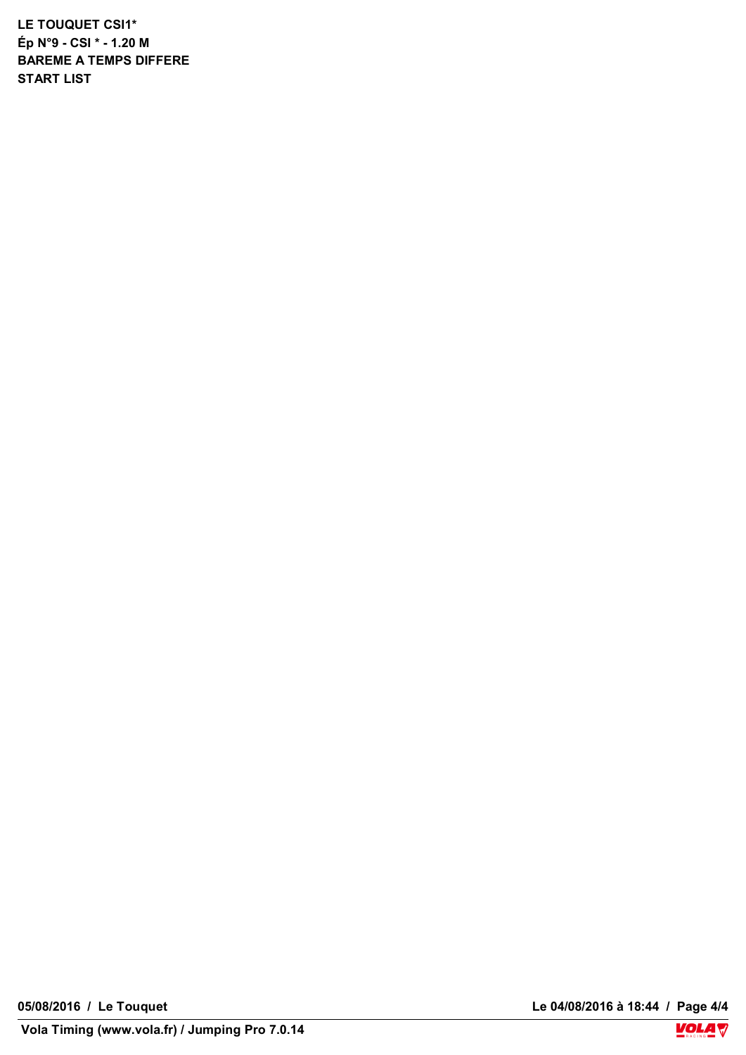**LE TOUQUET CSI1***
**Ép N°9 - CSI * - 1.20 M**
**BAREME A TEMPS DIFFERE**
**START LIST**